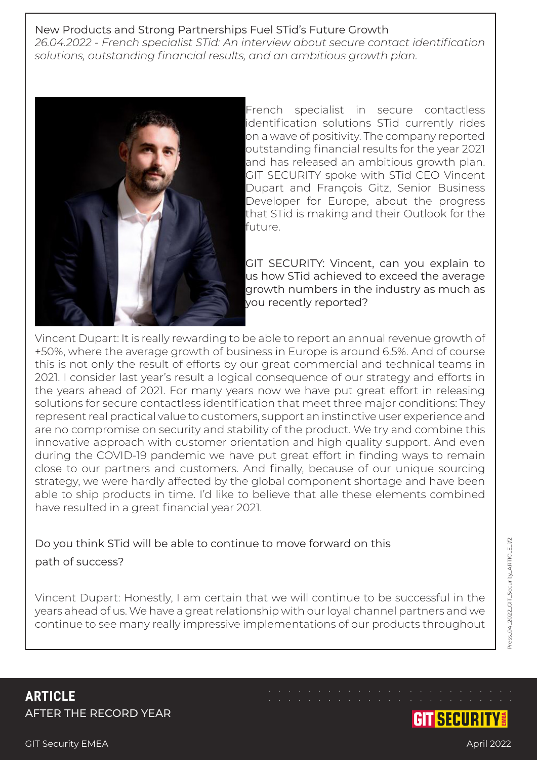# New Products and Strong Partnerships Fuel STid's Future Growth

*26.04.2022 - French specialist STid: An interview about secure contact identification solutions, outstanding financial results, and an ambitious growth plan.*

French specialist in secure contactless identification solutions STid currently rides on a wave of positivity. The company reported outstanding financial results for the year 2021 and has released an ambitious growth plan. GIT SECURITY spoke with STid CEO Vincent Dupart and François Gitz, Senior Business Developer for Europe, about the progress that STid is making and their Outlook for the future.

GIT SECURITY: Vincent, can you explain to us how STid achieved to exceed the average growth numbers in the industry as much as you recently reported?

Vincent Dupart: It is really rewarding to be able to report an annual revenue growth of +50%, where the average growth of business in Europe is around 6.5%. And of course this is not only the result of efforts by our great commercial and technical teams in 2021. I consider last year's result a logical consequence of our strategy and efforts in the years ahead of 2021. For many years now we have put great effort in releasing solutions for secure contactless identification that meet three major conditions: They represent real practical value to customers, support an instinctive user experience and are no compromise on security and stability of the product. We try and combine this innovative approach with customer orientation and high quality support. And even during the COVID-19 pandemic we have put great effort in finding ways to remain close to our partners and customers. And finally, because of our unique sourcing strategy, we were hardly affected by the global component shortage and have been able to ship products in time. I'd like to believe that alle these elements combined have resulted in a great financial year 2021.

Do you think STid will be able to continue to move forward on this path of success?

Vincent Dupart: Honestly, I am certain that we will continue to be successful in the years ahead of us. We have a great relationship with our loyal channel partners and we continue to see many really impressive implementations of our products throughout

**ARTICLE**

AFTER THE RECORD YEAR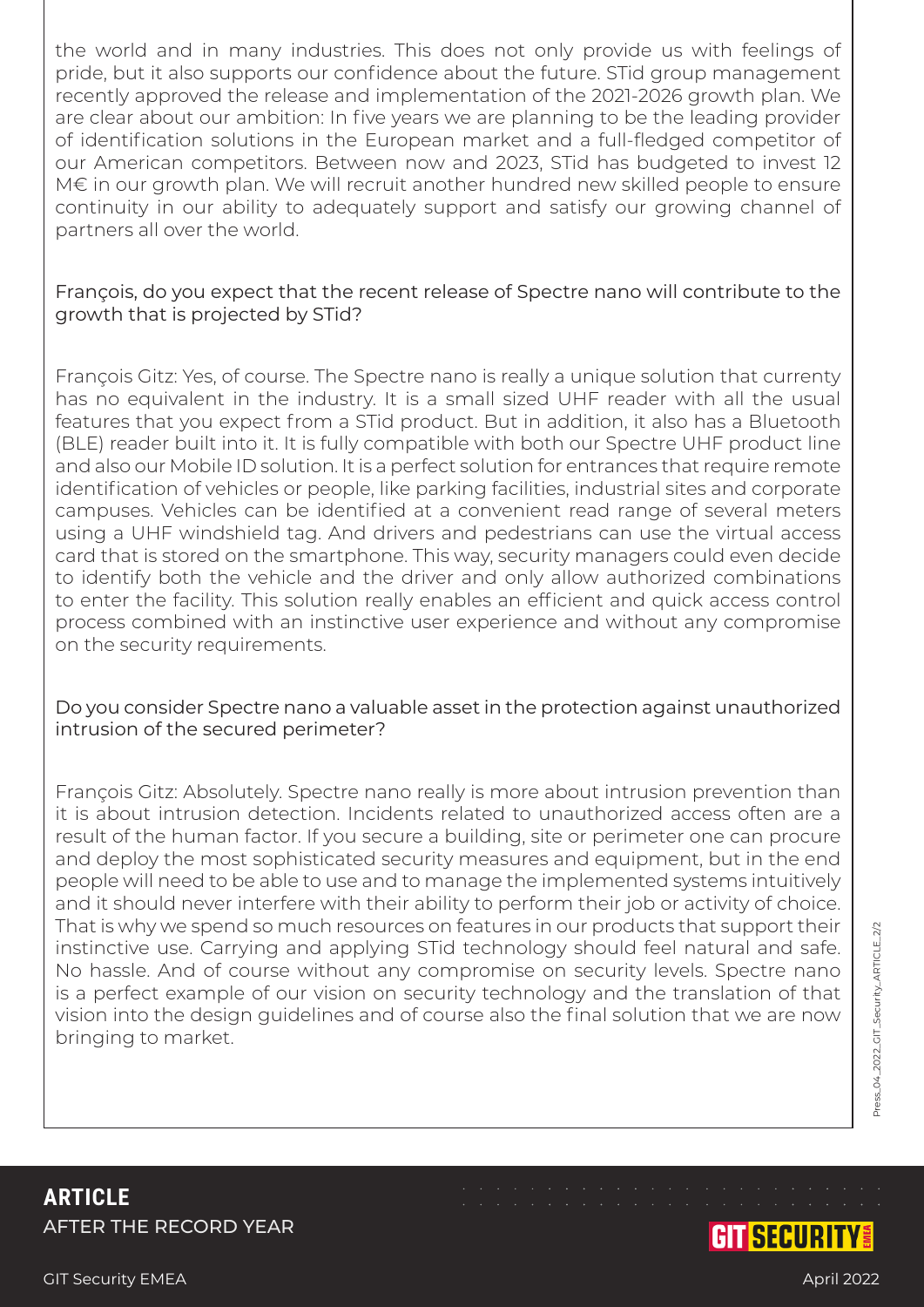the world and in many industries. This does not only provide us with feelings of pride, but it also supports our confidence about the future. STid group management recently approved the release and implementation of the 2021-2026 growth plan. We are clear about our ambition: In five years we are planning to be the leading provider of identification solutions in the European market and a full-fledged competitor of our American competitors. Between now and 2023, STid has budgeted to invest 12 M€ in our growth plan. We will recruit another hundred new skilled people to ensure continuity in our ability to adequately support and satisfy our growing channel of partners all over the world.

François, do you expect that the recent release of Spectre nano will contribute to the growth that is projected by STid?

François Gitz: Yes, of course. The Spectre nano is really a unique solution that currenty has no equivalent in the industry. It is a small sized UHF reader with all the usual features that you expect from a STid product. But in addition, it also has a Bluetooth (BLE) reader built into it. It is fully compatible with both our Spectre UHF product line and also our Mobile ID solution. It is a perfect solution for entrances that require remote identification of vehicles or people, like parking facilities, industrial sites and corporate campuses. Vehicles can be identified at a convenient read range of several meters using a UHF windshield tag. And drivers and pedestrians can use the virtual access card that is stored on the smartphone. This way, security managers could even decide to identify both the vehicle and the driver and only allow authorized combinations to enter the facility. This solution really enables an efficient and quick access control process combined with an instinctive user experience and without any compromise on the security requirements.

Do you consider Spectre nano a valuable asset in the protection against unauthorized intrusion of the secured perimeter?

François Gitz: Absolutely. Spectre nano really is more about intrusion prevention than it is about intrusion detection. Incidents related to unauthorized access often are a result of the human factor. If you secure a building, site or perimeter one can procure and deploy the most sophisticated security measures and equipment, but in the end people will need to be able to use and to manage the implemented systems intuitively and it should never interfere with their ability to perform their job or activity of choice. That is why we spend so much resources on features in our products that support their instinctive use. Carrying and applying STid technology should feel natural and safe. No hassle. And of course without any compromise on security levels. Spectre nano is a perfect example of our vision on security technology and the translation of that vision into the design guidelines and of course also the final solution that we are now bringing to market.